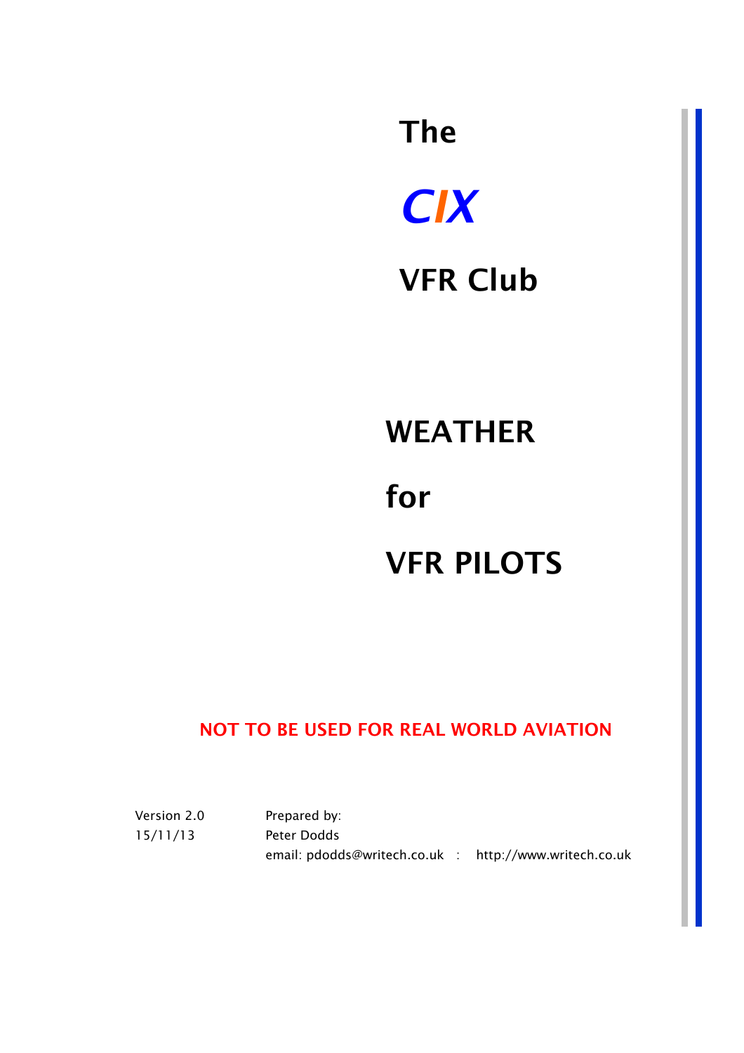# The

# CIX

# VFR Club

# WEATHER

# for

# VFR PILOTS

**NOT TO BE USED FOR REAL WORLD AVIATION**

Version 2.0
15/11/13

Prepared by:
Peter Dodds
email: pdodds@writech.co.uk : http://www.writech.co.uk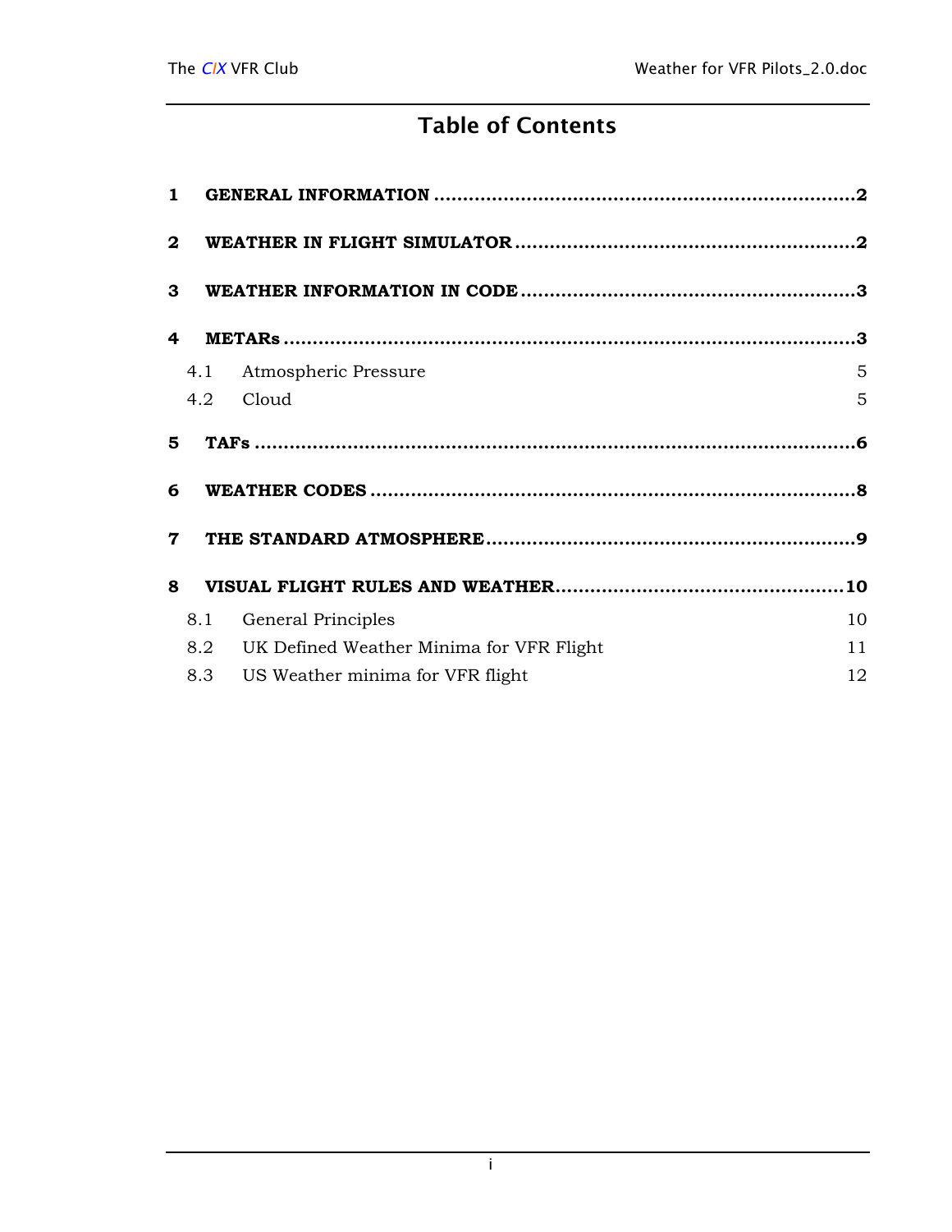# Table of Contents

**1 GENERAL INFORMATION ........................................................................2**

**2 WEATHER IN FLIGHT SIMULATOR ..........................................................2**

**3 WEATHER INFORMATION IN CODE ..........................................................3**

**4 METARs .....................................................................................................3**

- 4.1 Atmospheric Pressure 5
- 4.2 Cloud 5

**5 TAFs ..........................................................................................................6**

**6 WEATHER CODES .....................................................................................8**

**7 THE STANDARD ATMOSPHERE ................................................................9**

**8 VISUAL FLIGHT RULES AND WEATHER..................................................10**

- 8.1 General Principles 10
- 8.2 UK Defined Weather Minima for VFR Flight 11
- 8.3 US Weather minima for VFR flight 12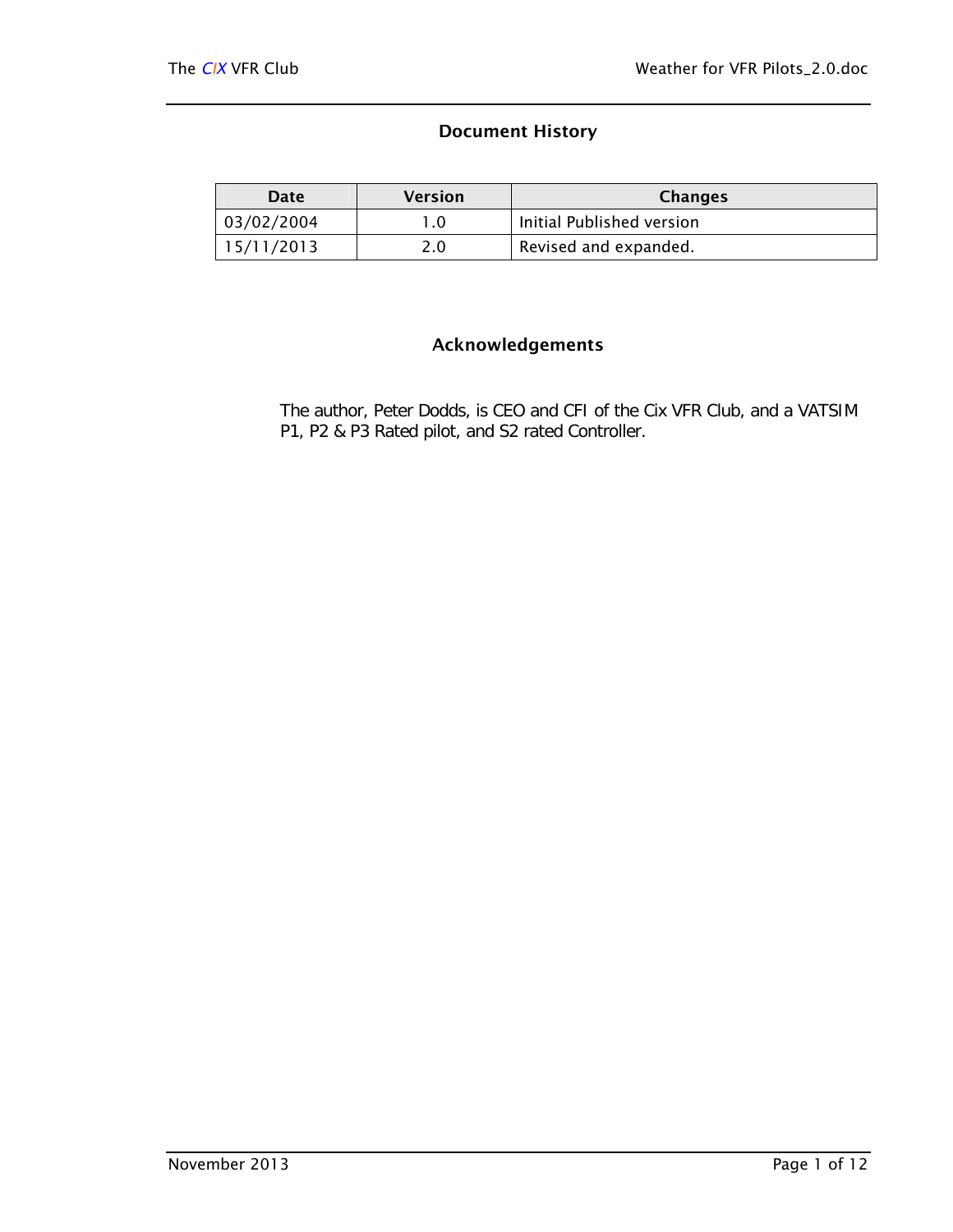## Document History

| Date | Version | Changes |
|---|---|---|
| 03/02/2004 | 1.0 | Initial Published version |
| 15/11/2013 | 2.0 | Revised and expanded. |

## Acknowledgements

The author, Peter Dodds, is CEO and CFI of the Cix VFR Club, and a VATSIM P1, P2 & P3 Rated pilot, and S2 rated Controller.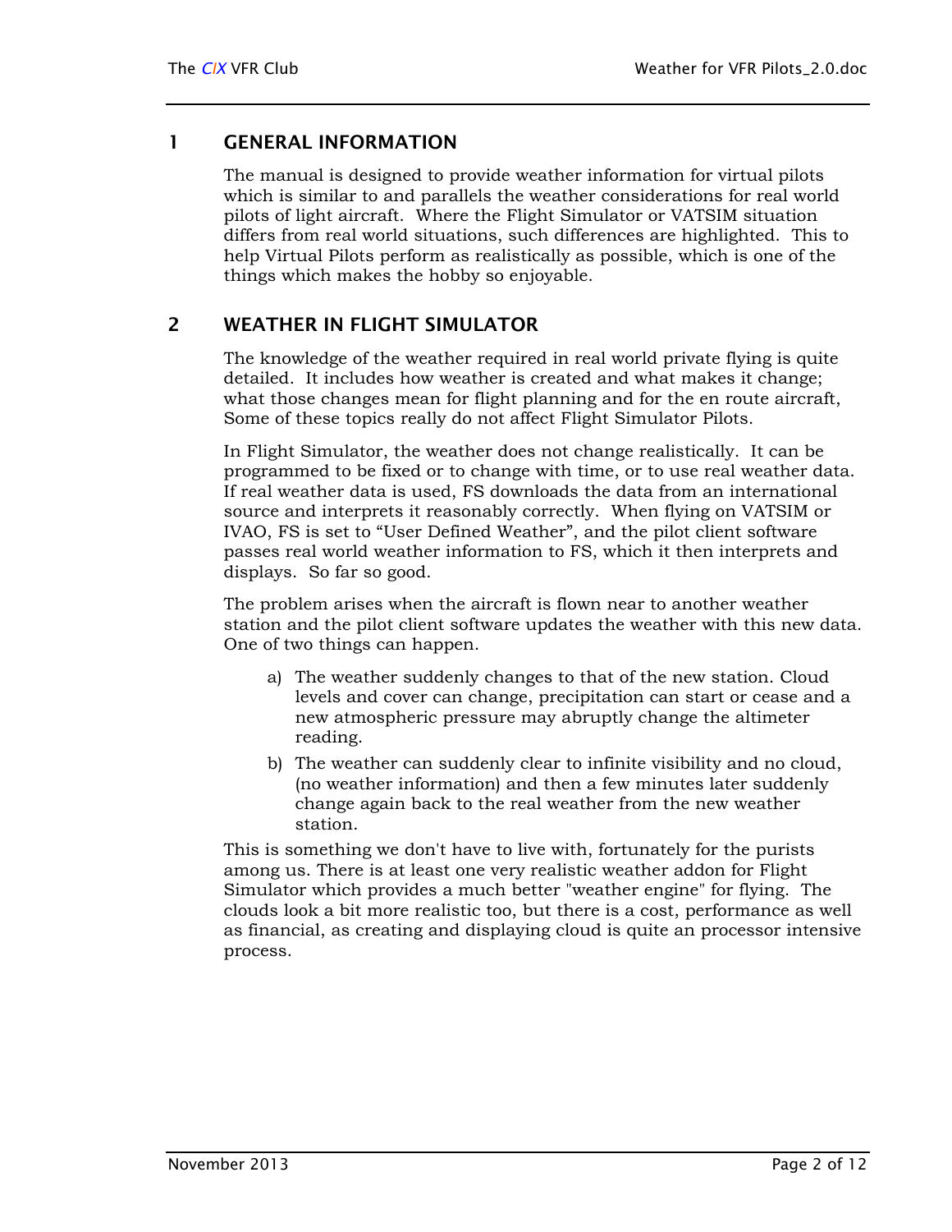# 1 GENERAL INFORMATION

The manual is designed to provide weather information for virtual pilots which is similar to and parallels the weather considerations for real world pilots of light aircraft. Where the Flight Simulator or VATSIM situation differs from real world situations, such differences are highlighted. This to help Virtual Pilots perform as realistically as possible, which is one of the things which makes the hobby so enjoyable.

# 2 WEATHER IN FLIGHT SIMULATOR

The knowledge of the weather required in real world private flying is quite detailed. It includes how weather is created and what makes it change; what those changes mean for flight planning and for the en route aircraft, Some of these topics really do not affect Flight Simulator Pilots.

In Flight Simulator, the weather does not change realistically. It can be programmed to be fixed or to change with time, or to use real weather data. If real weather data is used, FS downloads the data from an international source and interprets it reasonably correctly. When flying on VATSIM or IVAO, FS is set to "User Defined Weather", and the pilot client software passes real world weather information to FS, which it then interprets and displays. So far so good.

The problem arises when the aircraft is flown near to another weather station and the pilot client software updates the weather with this new data. One of two things can happen.

a) The weather suddenly changes to that of the new station. Cloud levels and cover can change, precipitation can start or cease and a new atmospheric pressure may abruptly change the altimeter reading.

b) The weather can suddenly clear to infinite visibility and no cloud, (no weather information) and then a few minutes later suddenly change again back to the real weather from the new weather station.

This is something we don't have to live with, fortunately for the purists among us. There is at least one very realistic weather addon for Flight Simulator which provides a much better "weather engine" for flying. The clouds look a bit more realistic too, but there is a cost, performance as well as financial, as creating and displaying cloud is quite an processor intensive process.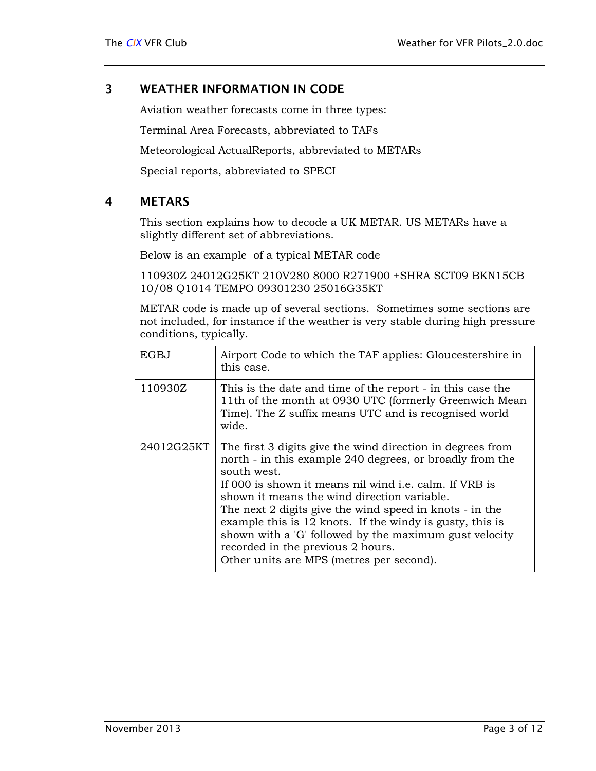## 3 WEATHER INFORMATION IN CODE

Aviation weather forecasts come in three types:

Terminal Area Forecasts, abbreviated to TAFs

Meteorological ActualReports, abbreviated to METARs

Special reports, abbreviated to SPECI

## 4 METARS

This section explains how to decode a UK METAR. US METARs have a slightly different set of abbreviations.

Below is an example of a typical METAR code

110930Z 24012G25KT 210V280 8000 R271900 +SHRA SCT09 BKN15CB 10/08 Q1014 TEMPO 09301230 25016G35KT

METAR code is made up of several sections. Sometimes some sections are not included, for instance if the weather is very stable during high pressure conditions, typically.

| | |
|---|---|
| EGBJ | Airport Code to which the TAF applies: Gloucestershire in this case. |
| 110930Z | This is the date and time of the report - in this case the 11th of the month at 0930 UTC (formerly Greenwich Mean Time). The Z suffix means UTC and is recognised world wide. |
| 24012G25KT | The first 3 digits give the wind direction in degrees from north - in this example 240 degrees, or broadly from the south west.<br>If 000 is shown it means nil wind i.e. calm. If VRB is shown it means the wind direction variable.<br>The next 2 digits give the wind speed in knots - in the example this is 12 knots. If the windy is gusty, this is shown with a 'G' followed by the maximum gust velocity recorded in the previous 2 hours.<br>Other units are MPS (metres per second). |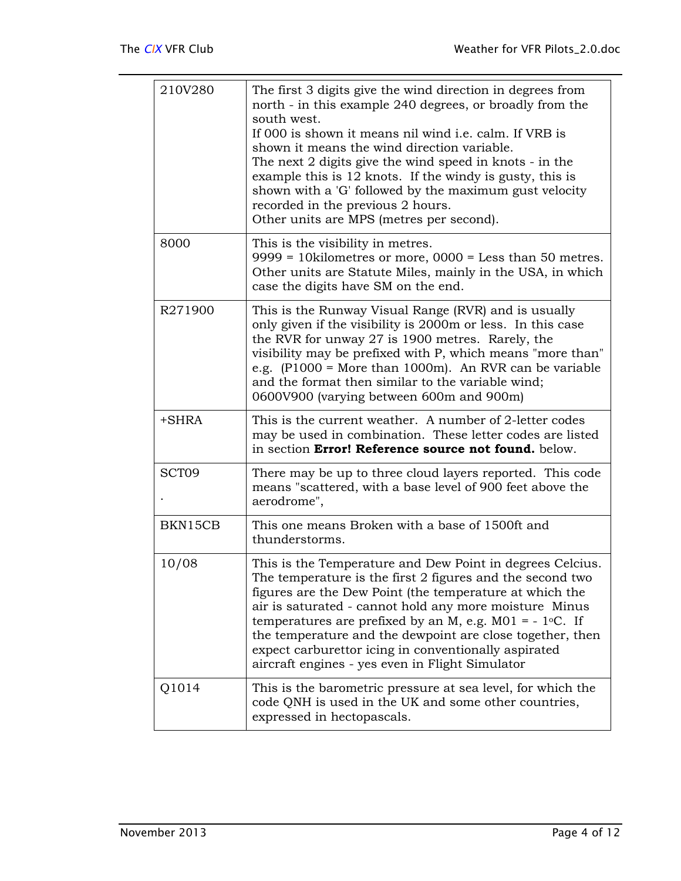| | |
|---|---|
| 210V280 | The first 3 digits give the wind direction in degrees from north - in this example 240 degrees, or broadly from the south west.<br>If 000 is shown it means nil wind i.e. calm. If VRB is shown it means the wind direction variable.<br>The next 2 digits give the wind speed in knots - in the example this is 12 knots. If the windy is gusty, this is shown with a 'G' followed by the maximum gust velocity recorded in the previous 2 hours.<br>Other units are MPS (metres per second). |
| 8000 | This is the visibility in metres.<br>9999 = 10kilometres or more, 0000 = Less than 50 metres. Other units are Statute Miles, mainly in the USA, in which case the digits have SM on the end. |
| R271900 | This is the Runway Visual Range (RVR) and is usually only given if the visibility is 2000m or less. In this case the RVR for unway 27 is 1900 metres. Rarely, the visibility may be prefixed with P, which means "more than" e.g. (P1000 = More than 1000m). An RVR can be variable and the format then similar to the variable wind; 0600V900 (varying between 600m and 900m) |
| +SHRA | This is the current weather. A number of 2-letter codes may be used in combination. These letter codes are listed in section **Error! Reference source not found.** below. |
| SCT09<br>. | There may be up to three cloud layers reported. This code means "scattered, with a base level of 900 feet above the aerodrome", |
| BKN15CB | This one means Broken with a base of 1500ft and thunderstorms. |
| 10/08 | This is the Temperature and Dew Point in degrees Celcius. The temperature is the first 2 figures and the second two figures are the Dew Point (the temperature at which the air is saturated - cannot hold any more moisture Minus temperatures are prefixed by an M, e.g. M01 = - 1°C. If the temperature and the dewpoint are close together, then expect carburettor icing in conventionally aspirated aircraft engines - yes even in Flight Simulator |
| Q1014 | This is the barometric pressure at sea level, for which the code QNH is used in the UK and some other countries, expressed in hectopascals. |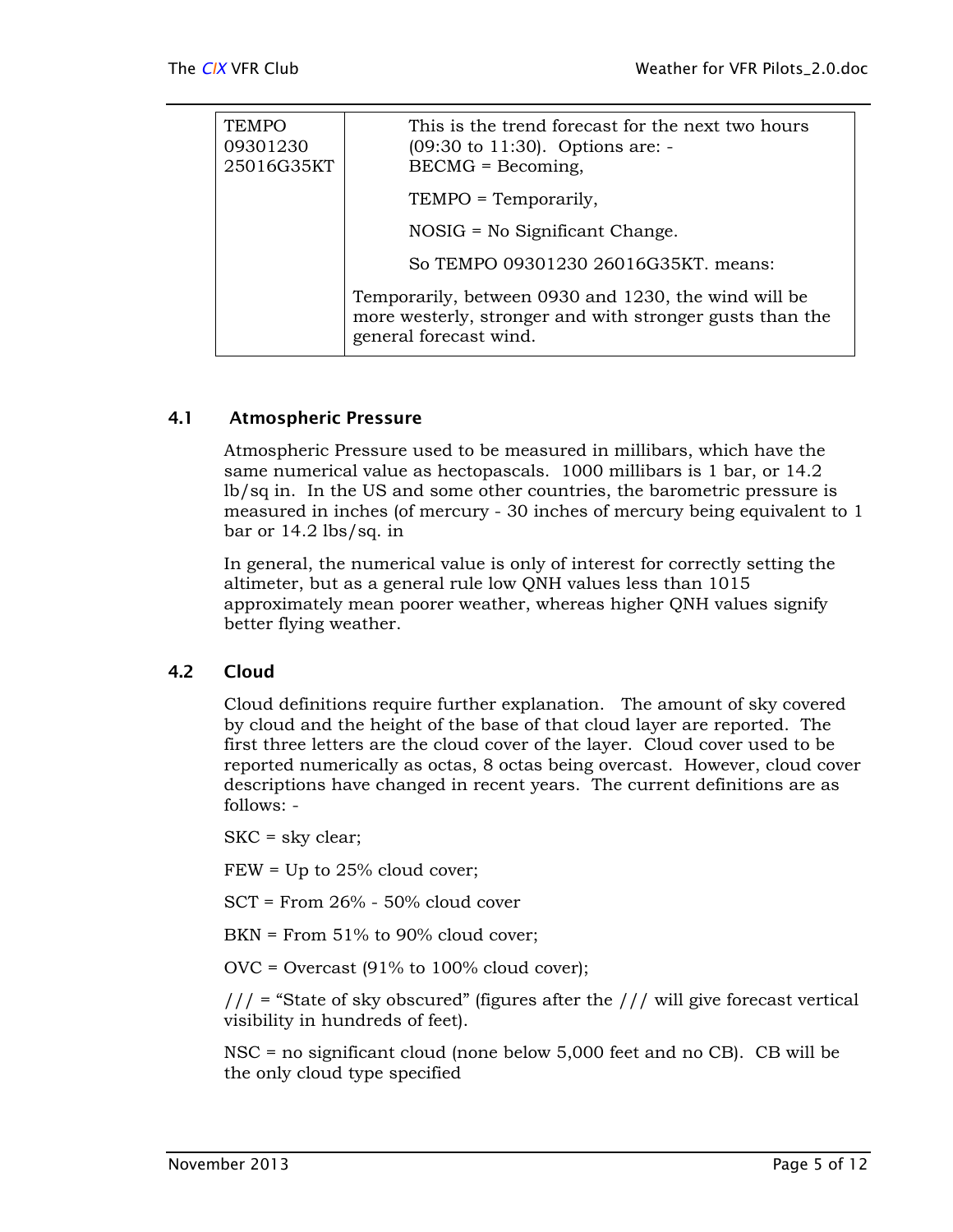| TEMPO 09301230 25016G35KT | This is the trend forecast for the next two hours (09:30 to 11:30). Options are: -<br>BECMG = Becoming,<br>TEMPO = Temporarily,<br>NOSIG = No Significant Change.<br>So TEMPO 09301230 26016G35KT. means:<br>Temporarily, between 0930 and 1230, the wind will be more westerly, stronger and with stronger gusts than the general forecast wind. |
|---|---|

### 4.1 Atmospheric Pressure

Atmospheric Pressure used to be measured in millibars, which have the same numerical value as hectopascals. 1000 millibars is 1 bar, or 14.2 lb/sq in. In the US and some other countries, the barometric pressure is measured in inches (of mercury - 30 inches of mercury being equivalent to 1 bar or 14.2 lbs/sq. in

In general, the numerical value is only of interest for correctly setting the altimeter, but as a general rule low QNH values less than 1015 approximately mean poorer weather, whereas higher QNH values signify better flying weather.

### 4.2 Cloud

Cloud definitions require further explanation. The amount of sky covered by cloud and the height of the base of that cloud layer are reported. The first three letters are the cloud cover of the layer. Cloud cover used to be reported numerically as octas, 8 octas being overcast. However, cloud cover descriptions have changed in recent years. The current definitions are as follows: -

SKC = sky clear;

FEW = Up to 25% cloud cover;

SCT = From 26% - 50% cloud cover

BKN = From 51% to 90% cloud cover;

OVC = Overcast (91% to 100% cloud cover);

/// = "State of sky obscured" (figures after the /// will give forecast vertical visibility in hundreds of feet).

NSC = no significant cloud (none below 5,000 feet and no CB). CB will be the only cloud type specified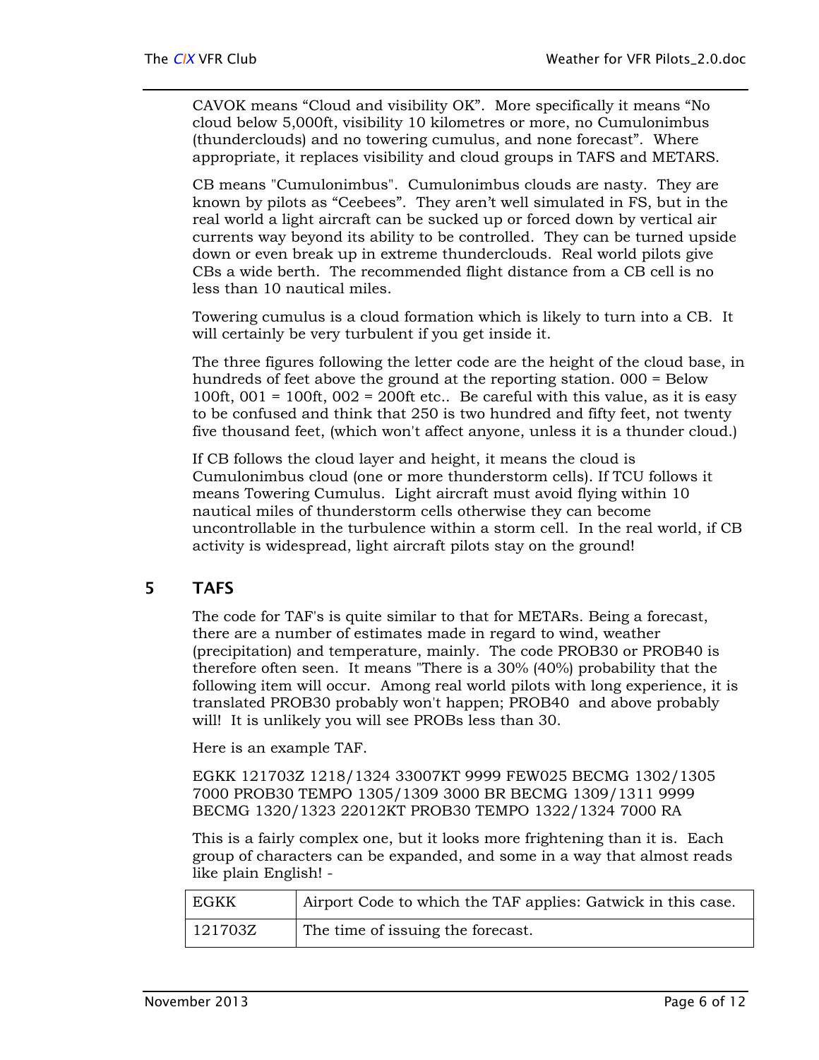CAVOK means "Cloud and visibility OK". More specifically it means "No cloud below 5,000ft, visibility 10 kilometres or more, no Cumulonimbus (thunderclouds) and no towering cumulus, and none forecast". Where appropriate, it replaces visibility and cloud groups in TAFS and METARS.

CB means "Cumulonimbus". Cumulonimbus clouds are nasty. They are known by pilots as "Ceebees". They aren't well simulated in FS, but in the real world a light aircraft can be sucked up or forced down by vertical air currents way beyond its ability to be controlled. They can be turned upside down or even break up in extreme thunderclouds. Real world pilots give CBs a wide berth. The recommended flight distance from a CB cell is no less than 10 nautical miles.

Towering cumulus is a cloud formation which is likely to turn into a CB. It will certainly be very turbulent if you get inside it.

The three figures following the letter code are the height of the cloud base, in hundreds of feet above the ground at the reporting station. 000 = Below 100ft, 001 = 100ft, 002 = 200ft etc.. Be careful with this value, as it is easy to be confused and think that 250 is two hundred and fifty feet, not twenty five thousand feet, (which won't affect anyone, unless it is a thunder cloud.)

If CB follows the cloud layer and height, it means the cloud is Cumulonimbus cloud (one or more thunderstorm cells). If TCU follows it means Towering Cumulus. Light aircraft must avoid flying within 10 nautical miles of thunderstorm cells otherwise they can become uncontrollable in the turbulence within a storm cell. In the real world, if CB activity is widespread, light aircraft pilots stay on the ground!

## 5 TAFS

The code for TAF's is quite similar to that for METARs. Being a forecast, there are a number of estimates made in regard to wind, weather (precipitation) and temperature, mainly. The code PROB30 or PROB40 is therefore often seen. It means "There is a 30% (40%) probability that the following item will occur. Among real world pilots with long experience, it is translated PROB30 probably won't happen; PROB40 and above probably will! It is unlikely you will see PROBs less than 30.

Here is an example TAF.

EGKK 121703Z 1218/1324 33007KT 9999 FEW025 BECMG 1302/1305 7000 PROB30 TEMPO 1305/1309 3000 BR BECMG 1309/1311 9999 BECMG 1320/1323 22012KT PROB30 TEMPO 1322/1324 7000 RA

This is a fairly complex one, but it looks more frightening than it is. Each group of characters can be expanded, and some in a way that almost reads like plain English! -

| | |
|---|---|
| EGKK | Airport Code to which the TAF applies: Gatwick in this case. |
| 121703Z | The time of issuing the forecast. |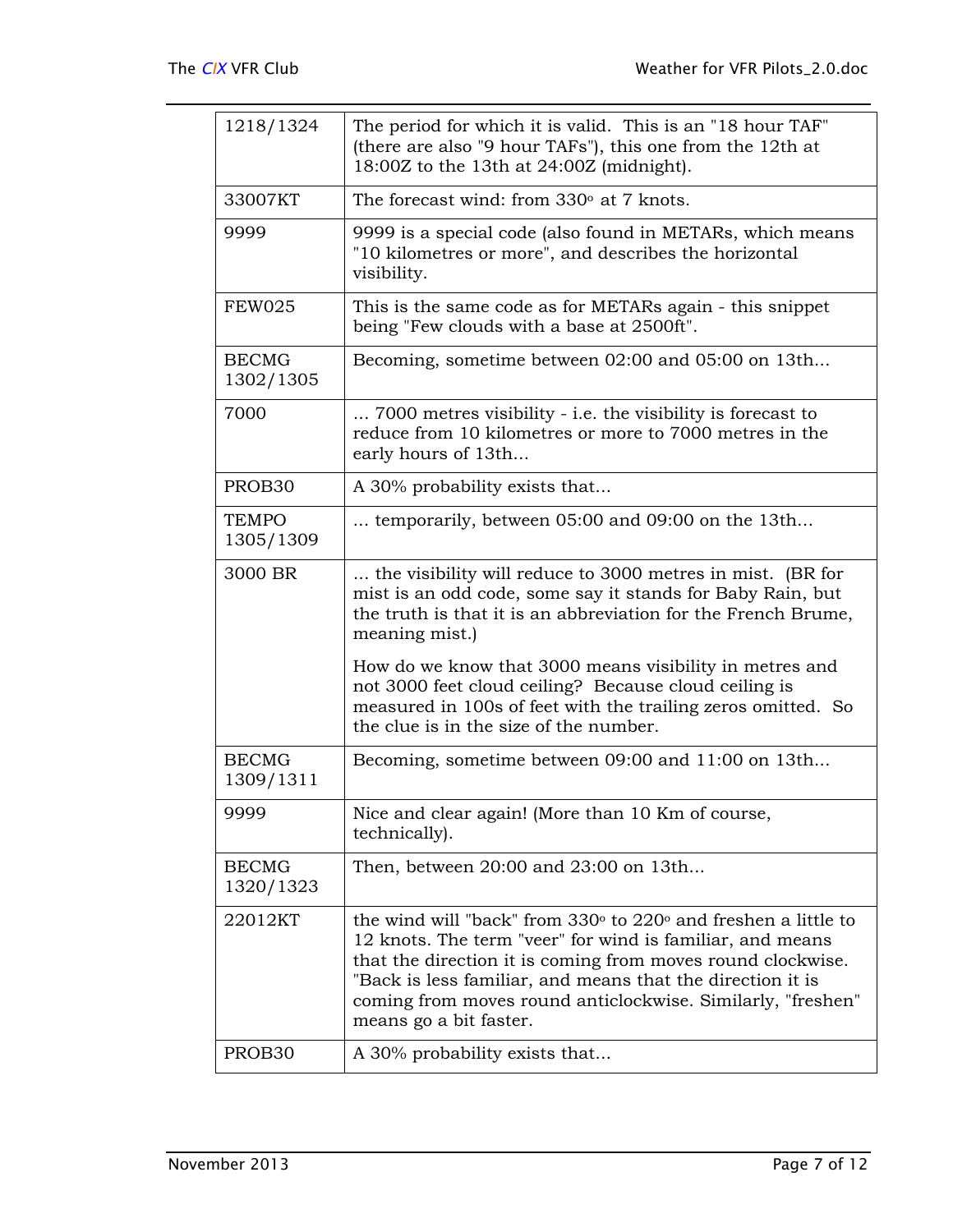| | |
|---|---|
| 1218/1324 | The period for which it is valid. This is an "18 hour TAF" (there are also "9 hour TAFs"), this one from the 12th at 18:00Z to the 13th at 24:00Z (midnight). |
| 33007KT | The forecast wind: from 330º at 7 knots. |
| 9999 | 9999 is a special code (also found in METARs, which means "10 kilometres or more", and describes the horizontal visibility. |
| FEW025 | This is the same code as for METARs again - this snippet being "Few clouds with a base at 2500ft". |
| BECMG 1302/1305 | Becoming, sometime between 02:00 and 05:00 on 13th... |
| 7000 | ... 7000 metres visibility - i.e. the visibility is forecast to reduce from 10 kilometres or more to 7000 metres in the early hours of 13th... |
| PROB30 | A 30% probability exists that... |
| TEMPO 1305/1309 | ... temporarily, between 05:00 and 09:00 on the 13th... |
| 3000 BR | ... the visibility will reduce to 3000 metres in mist. (BR for mist is an odd code, some say it stands for Baby Rain, but the truth is that it is an abbreviation for the French Brume, meaning mist.)<br><br>How do we know that 3000 means visibility in metres and not 3000 feet cloud ceiling? Because cloud ceiling is measured in 100s of feet with the trailing zeros omitted. So the clue is in the size of the number. |
| BECMG 1309/1311 | Becoming, sometime between 09:00 and 11:00 on 13th... |
| 9999 | Nice and clear again! (More than 10 Km of course, technically). |
| BECMG 1320/1323 | Then, between 20:00 and 23:00 on 13th... |
| 22012KT | the wind will "back" from 330º to 220º and freshen a little to 12 knots. The term "veer" for wind is familiar, and means that the direction it is coming from moves round clockwise. "Back is less familiar, and means that the direction it is coming from moves round anticlockwise. Similarly, "freshen" means go a bit faster. |
| PROB30 | A 30% probability exists that... |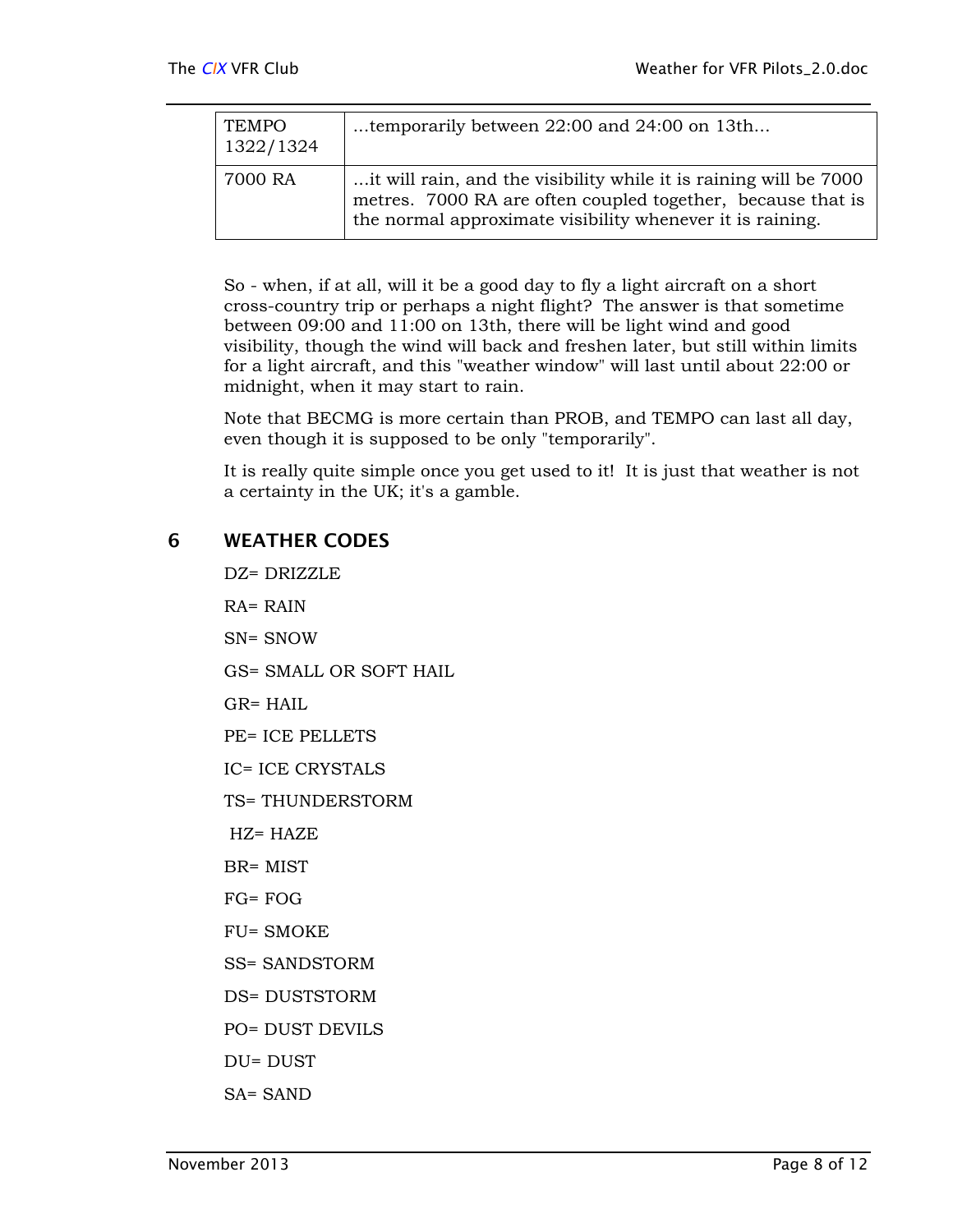| | |
|---|---|
| TEMPO 1322/1324 | ...temporarily between 22:00 and 24:00 on 13th... |
| 7000 RA | ...it will rain, and the visibility while it is raining will be 7000 metres. 7000 RA are often coupled together, because that is the normal approximate visibility whenever it is raining. |

So - when, if at all, will it be a good day to fly a light aircraft on a short cross-country trip or perhaps a night flight? The answer is that sometime between 09:00 and 11:00 on 13th, there will be light wind and good visibility, though the wind will back and freshen later, but still within limits for a light aircraft, and this "weather window" will last until about 22:00 or midnight, when it may start to rain.

Note that BECMG is more certain than PROB, and TEMPO can last all day, even though it is supposed to be only "temporarily".

It is really quite simple once you get used to it! It is just that weather is not a certainty in the UK; it's a gamble.

## 6 WEATHER CODES

DZ= DRIZZLE

RA= RAIN

SN= SNOW

GS= SMALL OR SOFT HAIL

GR= HAIL

PE= ICE PELLETS

IC= ICE CRYSTALS

TS= THUNDERSTORM

HZ= HAZE

BR= MIST

FG= FOG

FU= SMOKE

SS= SANDSTORM

DS= DUSTSTORM

PO= DUST DEVILS

DU= DUST

SA= SAND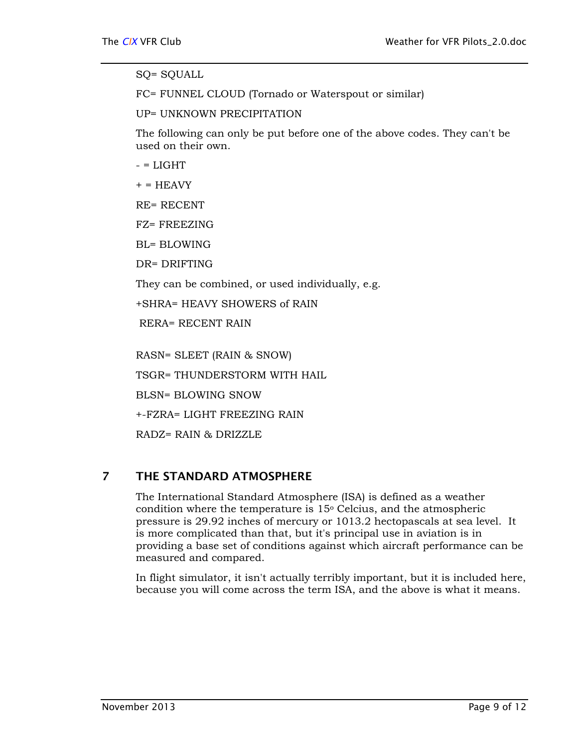SQ= SQUALL

FC= FUNNEL CLOUD (Tornado or Waterspout or similar)

UP= UNKNOWN PRECIPITATION

The following can only be put before one of the above codes. They can't be used on their own.

- = LIGHT

+ = HEAVY

RE= RECENT

FZ= FREEZING

BL= BLOWING

DR= DRIFTING

They can be combined, or used individually, e.g.

+SHRA= HEAVY SHOWERS of RAIN

RERA= RECENT RAIN

RASN= SLEET (RAIN & SNOW)

TSGR= THUNDERSTORM WITH HAIL

BLSN= BLOWING SNOW

+-FZRA= LIGHT FREEZING RAIN

RADZ= RAIN & DRIZZLE

## 7 THE STANDARD ATMOSPHERE

The International Standard Atmosphere (ISA) is defined as a weather condition where the temperature is $15^{o}$ Celcius, and the atmospheric pressure is 29.92 inches of mercury or 1013.2 hectopascals at sea level. It is more complicated than that, but it's principal use in aviation is in providing a base set of conditions against which aircraft performance can be measured and compared.

In flight simulator, it isn't actually terribly important, but it is included here, because you will come across the term ISA, and the above is what it means.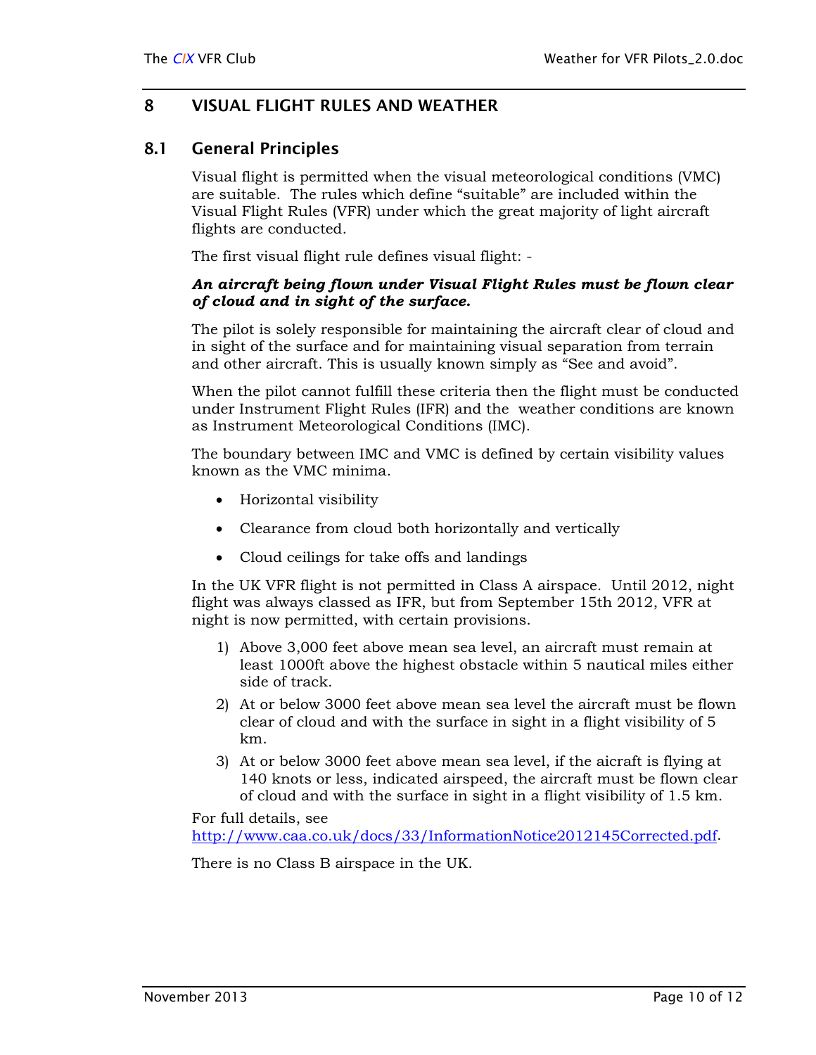# 8 VISUAL FLIGHT RULES AND WEATHER

## 8.1 General Principles

Visual flight is permitted when the visual meteorological conditions (VMC) are suitable. The rules which define "suitable" are included within the Visual Flight Rules (VFR) under which the great majority of light aircraft flights are conducted.

The first visual flight rule defines visual flight: -

***An aircraft being flown under Visual Flight Rules must be flown clear of cloud and in sight of the surface.***

The pilot is solely responsible for maintaining the aircraft clear of cloud and in sight of the surface and for maintaining visual separation from terrain and other aircraft. This is usually known simply as "See and avoid".

When the pilot cannot fulfill these criteria then the flight must be conducted under Instrument Flight Rules (IFR) and the weather conditions are known as Instrument Meteorological Conditions (IMC).

The boundary between IMC and VMC is defined by certain visibility values known as the VMC minima.

- Horizontal visibility
- Clearance from cloud both horizontally and vertically
- Cloud ceilings for take offs and landings

In the UK VFR flight is not permitted in Class A airspace. Until 2012, night flight was always classed as IFR, but from September 15th 2012, VFR at night is now permitted, with certain provisions.

1) Above 3,000 feet above mean sea level, an aircraft must remain at least 1000ft above the highest obstacle within 5 nautical miles either side of track.
2) At or below 3000 feet above mean sea level the aircraft must be flown clear of cloud and with the surface in sight in a flight visibility of 5 km.
3) At or below 3000 feet above mean sea level, if the aicraft is flying at 140 knots or less, indicated airspeed, the aircraft must be flown clear of cloud and with the surface in sight in a flight visibility of 1.5 km.

For full details, see http://www.caa.co.uk/docs/33/InformationNotice2012145Corrected.pdf.

There is no Class B airspace in the UK.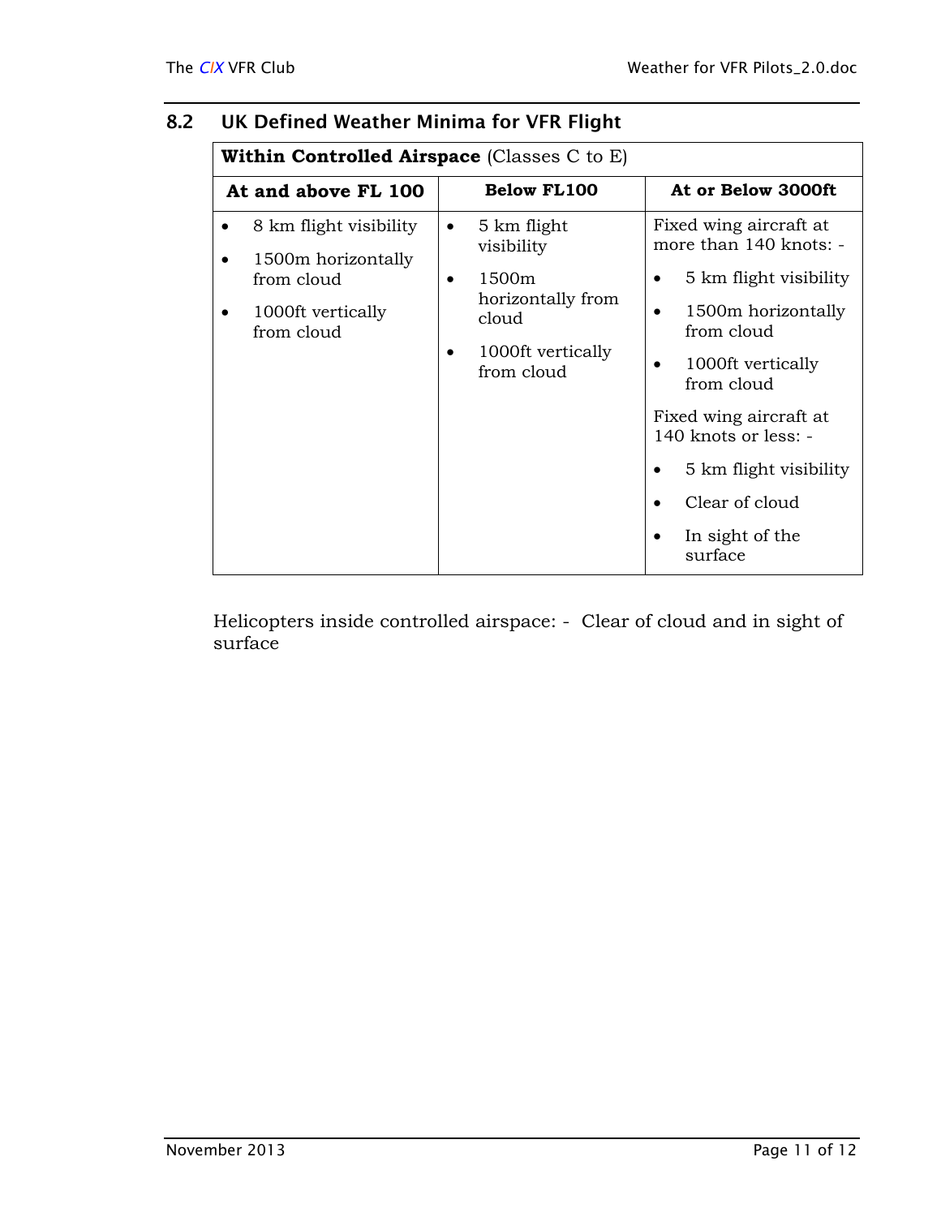## 8.2 UK Defined Weather Minima for VFR Flight

| **Within Controlled Airspace** (Classes C to E) | | |
|---|---|---|
| **At and above FL 100** | **Below FL100** | **At or Below 3000ft** |
| • 8 km flight visibility<br>• 1500m horizontally from cloud<br>• 1000ft vertically from cloud | • 5 km flight visibility<br>• 1500m horizontally from cloud<br>• 1000ft vertically from cloud | Fixed wing aircraft at more than 140 knots: -<br>• 5 km flight visibility<br>• 1500m horizontally from cloud<br>• 1000ft vertically from cloud<br>Fixed wing aircraft at 140 knots or less: -<br>• 5 km flight visibility<br>• Clear of cloud<br>• In sight of the surface |

Helicopters inside controlled airspace: - Clear of cloud and in sight of surface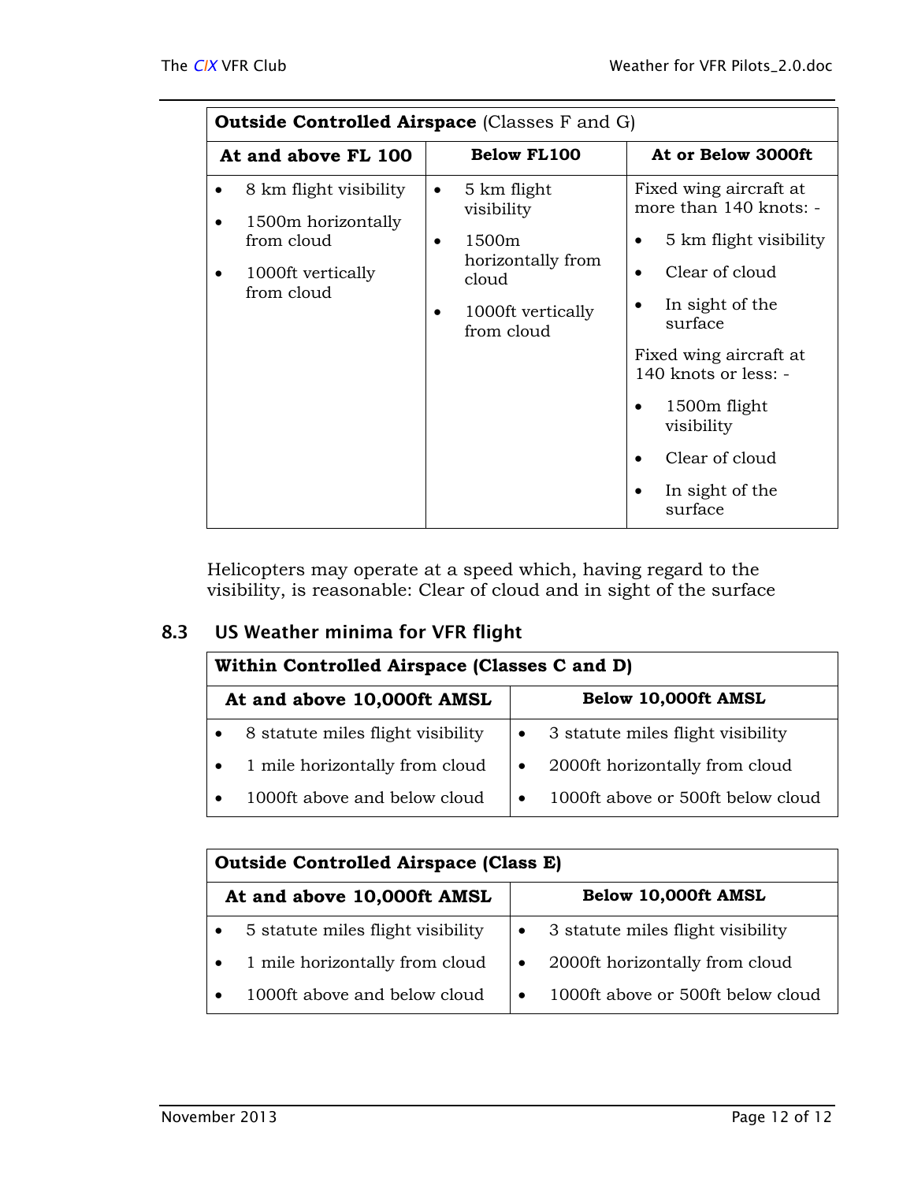| Outside Controlled Airspace (Classes F and G) | | |
|---|---|---|
| **At and above FL 100** | **Below FL100** | **At or Below 3000ft** |
| • 8 km flight visibility<br>• 1500m horizontally from cloud<br>• 1000ft vertically from cloud | • 5 km flight visibility<br>• 1500m horizontally from cloud<br>• 1000ft vertically from cloud | Fixed wing aircraft at more than 140 knots: -<br>• 5 km flight visibility<br>• Clear of cloud<br>• In sight of the surface<br>Fixed wing aircraft at 140 knots or less: -<br>• 1500m flight visibility<br>• Clear of cloud<br>• In sight of the surface |

Helicopters may operate at a speed which, having regard to the visibility, is reasonable: Clear of cloud and in sight of the surface

## 8.3 US Weather minima for VFR flight

| Within Controlled Airspace (Classes C and D) | |
|---|---|
| **At and above 10,000ft AMSL** | **Below 10,000ft AMSL** |
| • 8 statute miles flight visibility | • 3 statute miles flight visibility |
| • 1 mile horizontally from cloud | • 2000ft horizontally from cloud |
| • 1000ft above and below cloud | • 1000ft above or 500ft below cloud |

| Outside Controlled Airspace (Class E) | |
|---|---|
| **At and above 10,000ft AMSL** | **Below 10,000ft AMSL** |
| • 5 statute miles flight visibility | • 3 statute miles flight visibility |
| • 1 mile horizontally from cloud | • 2000ft horizontally from cloud |
| • 1000ft above and below cloud | • 1000ft above or 500ft below cloud |